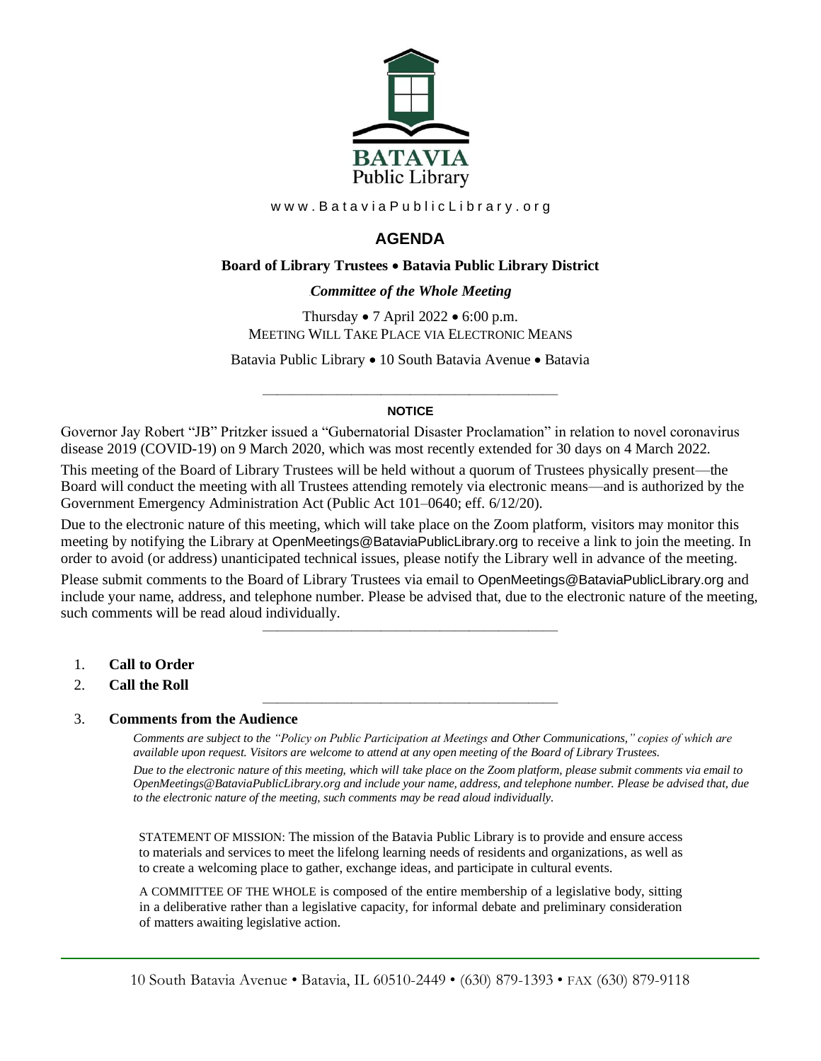BATAVIA
Public Library

www.BataviaPublicLibrary.org

# AGENDA

**Board of Library Trustees • Batavia Public Library District**

***Committee of the Whole Meeting***

Thursday • 7 April 2022 • 6:00 p.m.
MEETING WILL TAKE PLACE VIA ELECTRONIC MEANS

Batavia Public Library • 10 South Batavia Avenue • Batavia

---

**NOTICE**

Governor Jay Robert "JB" Pritzker issued a "Gubernatorial Disaster Proclamation" in relation to novel coronavirus disease 2019 (COVID-19) on 9 March 2020, which was most recently extended for 30 days on 4 March 2022.

This meeting of the Board of Library Trustees will be held without a quorum of Trustees physically present—the Board will conduct the meeting with all Trustees attending remotely via electronic means—and is authorized by the Government Emergency Administration Act (Public Act 101–0640; eff. 6/12/20).

Due to the electronic nature of this meeting, which will take place on the Zoom platform, visitors may monitor this meeting by notifying the Library at OpenMeetings@BataviaPublicLibrary.org to receive a link to join the meeting. In order to avoid (or address) unanticipated technical issues, please notify the Library well in advance of the meeting.

Please submit comments to the Board of Library Trustees via email to OpenMeetings@BataviaPublicLibrary.org and include your name, address, and telephone number. Please be advised that, due to the electronic nature of the meeting, such comments will be read aloud individually.

---

1. **Call to Order**
2. **Call the Roll**

---

3. **Comments from the Audience**

   *Comments are subject to the "Policy on Public Participation at Meetings and Other Communications," copies of which are available upon request. Visitors are welcome to attend at any open meeting of the Board of Library Trustees.*

   *Due to the electronic nature of this meeting, which will take place on the Zoom platform, please submit comments via email to OpenMeetings@BataviaPublicLibrary.org and include your name, address, and telephone number. Please be advised that, due to the electronic nature of the meeting, such comments may be read aloud individually.*

STATEMENT OF MISSION: The mission of the Batavia Public Library is to provide and ensure access to materials and services to meet the lifelong learning needs of residents and organizations, as well as to create a welcoming place to gather, exchange ideas, and participate in cultural events.

A COMMITTEE OF THE WHOLE is composed of the entire membership of a legislative body, sitting in a deliberative rather than a legislative capacity, for informal debate and preliminary consideration of matters awaiting legislative action.

10 South Batavia Avenue • Batavia, IL 60510-2449 • (630) 879-1393 • FAX (630) 879-9118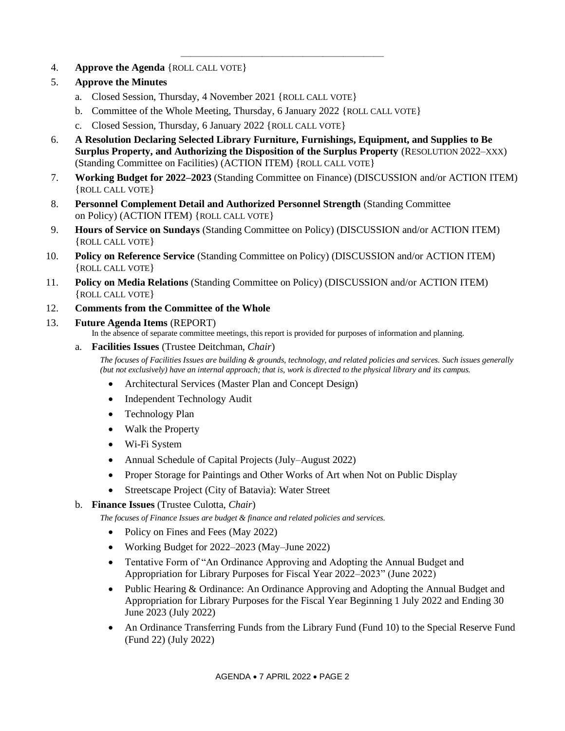4. **Approve the Agenda** {ROLL CALL VOTE}
5. **Approve the Minutes**
   a. Closed Session, Thursday, 4 November 2021 {ROLL CALL VOTE}
   b. Committee of the Whole Meeting, Thursday, 6 January 2022 {ROLL CALL VOTE}
   c. Closed Session, Thursday, 6 January 2022 {ROLL CALL VOTE}
6. **A Resolution Declaring Selected Library Furniture, Furnishings, Equipment, and Supplies to Be Surplus Property, and Authorizing the Disposition of the Surplus Property** (RESOLUTION 2022–XXX) (Standing Committee on Facilities) (ACTION ITEM) {ROLL CALL VOTE}
7. **Working Budget for 2022–2023** (Standing Committee on Finance) (DISCUSSION and/or ACTION ITEM) {ROLL CALL VOTE}
8. **Personnel Complement Detail and Authorized Personnel Strength** (Standing Committee on Policy) (ACTION ITEM) {ROLL CALL VOTE}
9. **Hours of Service on Sundays** (Standing Committee on Policy) (DISCUSSION and/or ACTION ITEM) {ROLL CALL VOTE}
10. **Policy on Reference Service** (Standing Committee on Policy) (DISCUSSION and/or ACTION ITEM) {ROLL CALL VOTE}
11. **Policy on Media Relations** (Standing Committee on Policy) (DISCUSSION and/or ACTION ITEM) {ROLL CALL VOTE}
12. **Comments from the Committee of the Whole**
13. **Future Agenda Items** (REPORT)

    In the absence of separate committee meetings, this report is provided for purposes of information and planning.

    a. **Facilities Issues** (Trustee Deitchman, *Chair*)

       *The focuses of Facilities Issues are building & grounds, technology, and related policies and services. Such issues generally (but not exclusively) have an internal approach; that is, work is directed to the physical library and its campus.*

       - Architectural Services (Master Plan and Concept Design)
       - Independent Technology Audit
       - Technology Plan
       - Walk the Property
       - Wi-Fi System
       - Annual Schedule of Capital Projects (July–August 2022)
       - Proper Storage for Paintings and Other Works of Art when Not on Public Display
       - Streetscape Project (City of Batavia): Water Street

    b. **Finance Issues** (Trustee Culotta, *Chair*)

       *The focuses of Finance Issues are budget & finance and related policies and services.*

       - Policy on Fines and Fees (May 2022)
       - Working Budget for 2022–2023 (May–June 2022)
       - Tentative Form of "An Ordinance Approving and Adopting the Annual Budget and Appropriation for Library Purposes for Fiscal Year 2022–2023" (June 2022)
       - Public Hearing & Ordinance: An Ordinance Approving and Adopting the Annual Budget and Appropriation for Library Purposes for the Fiscal Year Beginning 1 July 2022 and Ending 30 June 2023 (July 2022)
       - An Ordinance Transferring Funds from the Library Fund (Fund 10) to the Special Reserve Fund (Fund 22) (July 2022)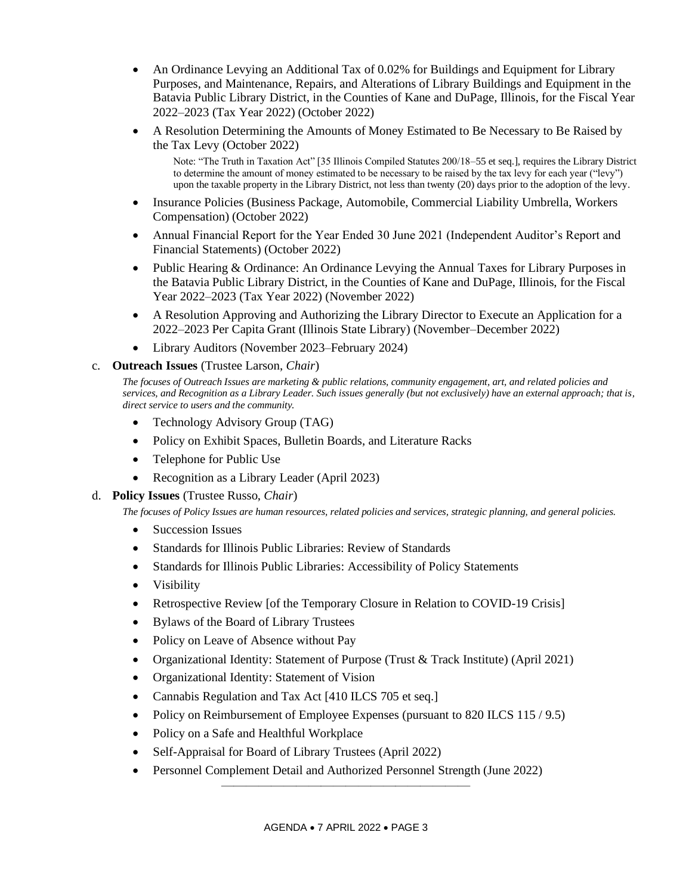- An Ordinance Levying an Additional Tax of 0.02% for Buildings and Equipment for Library Purposes, and Maintenance, Repairs, and Alterations of Library Buildings and Equipment in the Batavia Public Library District, in the Counties of Kane and DuPage, Illinois, for the Fiscal Year 2022–2023 (Tax Year 2022) (October 2022)
- A Resolution Determining the Amounts of Money Estimated to Be Necessary to Be Raised by the Tax Levy (October 2022)

  Note: "The Truth in Taxation Act" [35 Illinois Compiled Statutes 200/18–55 et seq.], requires the Library District to determine the amount of money estimated to be necessary to be raised by the tax levy for each year ("levy") upon the taxable property in the Library District, not less than twenty (20) days prior to the adoption of the levy.
- Insurance Policies (Business Package, Automobile, Commercial Liability Umbrella, Workers Compensation) (October 2022)
- Annual Financial Report for the Year Ended 30 June 2021 (Independent Auditor's Report and Financial Statements) (October 2022)
- Public Hearing & Ordinance: An Ordinance Levying the Annual Taxes for Library Purposes in the Batavia Public Library District, in the Counties of Kane and DuPage, Illinois, for the Fiscal Year 2022–2023 (Tax Year 2022) (November 2022)
- A Resolution Approving and Authorizing the Library Director to Execute an Application for a 2022–2023 Per Capita Grant (Illinois State Library) (November–December 2022)
- Library Auditors (November 2023–February 2024)

c. **Outreach Issues** (Trustee Larson, *Chair*)

*The focuses of Outreach Issues are marketing & public relations, community engagement, art, and related policies and services, and Recognition as a Library Leader. Such issues generally (but not exclusively) have an external approach; that is, direct service to users and the community.*

- Technology Advisory Group (TAG)
- Policy on Exhibit Spaces, Bulletin Boards, and Literature Racks
- Telephone for Public Use
- Recognition as a Library Leader (April 2023)

d. **Policy Issues** (Trustee Russo, *Chair*)

*The focuses of Policy Issues are human resources, related policies and services, strategic planning, and general policies.*

- Succession Issues
- Standards for Illinois Public Libraries: Review of Standards
- Standards for Illinois Public Libraries: Accessibility of Policy Statements
- Visibility
- Retrospective Review [of the Temporary Closure in Relation to COVID-19 Crisis]
- Bylaws of the Board of Library Trustees
- Policy on Leave of Absence without Pay
- Organizational Identity: Statement of Purpose (Trust & Track Institute) (April 2021)
- Organizational Identity: Statement of Vision
- Cannabis Regulation and Tax Act [410 ILCS 705 et seq.]
- Policy on Reimbursement of Employee Expenses (pursuant to 820 ILCS 115 / 9.5)
- Policy on a Safe and Healthful Workplace
- Self-Appraisal for Board of Library Trustees (April 2022)
- Personnel Complement Detail and Authorized Personnel Strength (June 2022)

---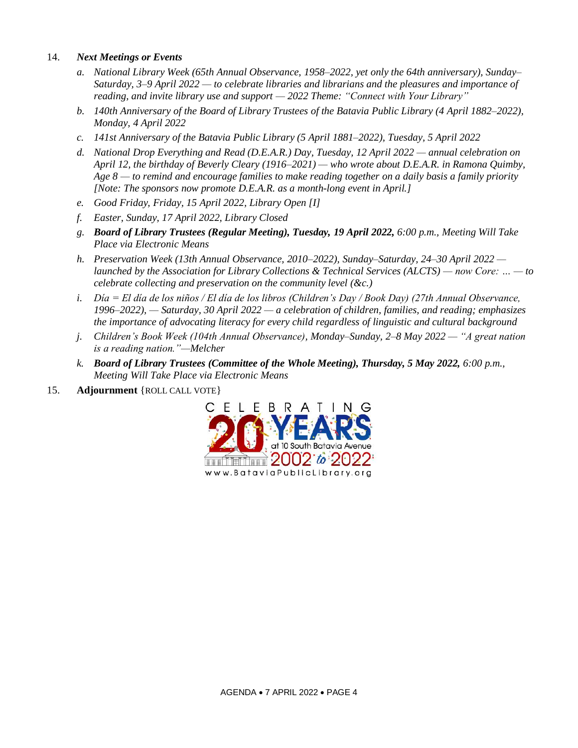14. ***Next Meetings or Events***

    a. *National Library Week (65th Annual Observance, 1958–2022, yet only the 64th anniversary), Sunday–Saturday, 3–9 April 2022 — to celebrate libraries and librarians and the pleasures and importance of reading, and invite library use and support — 2022 Theme: "Connect with Your Library"*
    b. *140th Anniversary of the Board of Library Trustees of the Batavia Public Library (4 April 1882–2022), Monday, 4 April 2022*
    c. *141st Anniversary of the Batavia Public Library (5 April 1881–2022), Tuesday, 5 April 2022*
    d. *National Drop Everything and Read (D.E.A.R.) Day, Tuesday, 12 April 2022 — annual celebration on April 12, the birthday of Beverly Cleary (1916–2021) — who wrote about D.E.A.R. in Ramona Quimby, Age 8 — to remind and encourage families to make reading together on a daily basis a family priority [Note: The sponsors now promote D.E.A.R. as a month-long event in April.]*
    e. *Good Friday, Friday, 15 April 2022, Library Open [I]*
    f. *Easter, Sunday, 17 April 2022, Library Closed*
    g. ***Board of Library Trustees (Regular Meeting), Tuesday, 19 April 2022,** 6:00 p.m., Meeting Will Take Place via Electronic Means*
    h. *Preservation Week (13th Annual Observance, 2010–2022), Sunday–Saturday, 24–30 April 2022 — launched by the Association for Library Collections & Technical Services (ALCTS) — now Core: … — to celebrate collecting and preservation on the community level (&c.)*
    i. *Día = El día de los niños / El día de los libros (Children's Day / Book Day) (27th Annual Observance, 1996–2022), — Saturday, 30 April 2022 — a celebration of children, families, and reading; emphasizes the importance of advocating literacy for every child regardless of linguistic and cultural background*
    j. *Children's Book Week (104th Annual Observance), Monday–Sunday, 2–8 May 2022 — "A great nation is a reading nation."—Melcher*
    k. ***Board of Library Trustees (Committee of the Whole Meeting), Thursday, 5 May 2022,** 6:00 p.m., Meeting Will Take Place via Electronic Means*

15. **Adjournment** {ROLL CALL VOTE}

CELEBRATING 20 YEARS at 10 South Batavia Avenue 2002 to 2022
www.BataviaPublicLibrary.org